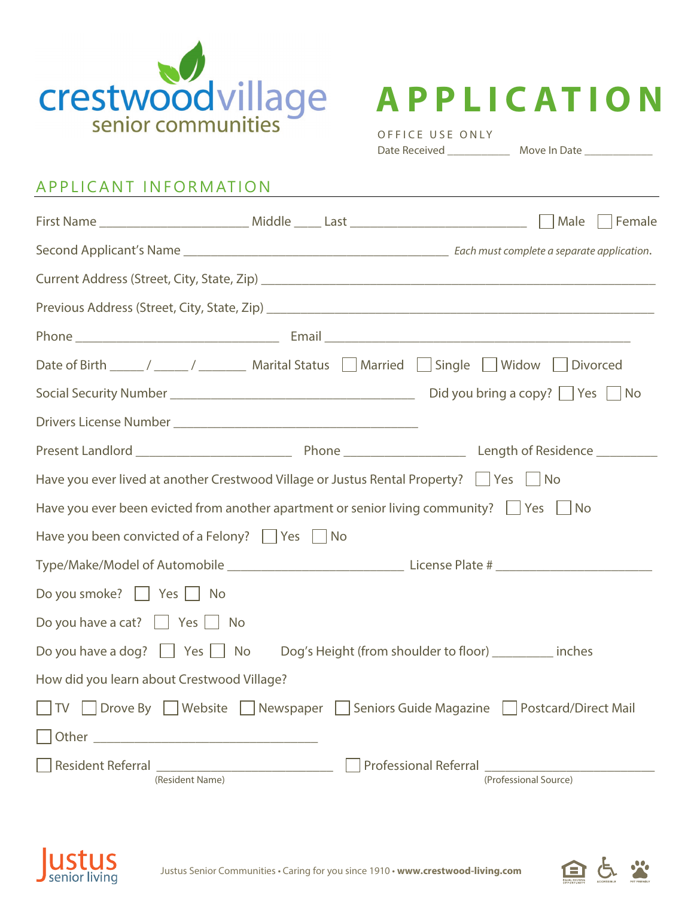crestwoodvillage
senior communities

# APPLICATION

OFFICE USE ONLY

Date Received ___________ Move In Date ____________

## APPLICANT INFORMATION

First Name ______________________ Middle ____ Last ___________________________ ☐ Male ☐ Female

Second Applicant's Name ________________________________________ *Each must complete a separate application.*

Current Address (Street, City, State, Zip) ____________________________________________________________

Previous Address (Street, City, State, Zip) ___________________________________________________________

Phone _____________________________ Email _______________________________________________

Date of Birth _____ / _____ / _______ Marital Status ☐ Married ☐ Single ☐ Widow ☐ Divorced

Social Security Number _____________________________________ Did you bring a copy? ☐ Yes ☐ No

Drivers License Number _____________________________________

Present Landlord _______________________ Phone __________________ Length of Residence _________

Have you ever lived at another Crestwood Village or Justus Rental Property? ☐ Yes ☐ No

Have you ever been evicted from another apartment or senior living community? ☐ Yes ☐ No

Have you been convicted of a Felony? ☐ Yes ☐ No

Type/Make/Model of Automobile ___________________________ License Plate # _______________________

Do you smoke? ☐ Yes ☐ No

Do you have a cat? ☐ Yes ☐ No

Do you have a dog? ☐ Yes ☐ No Dog's Height (from shoulder to floor) _________ inches

How did you learn about Crestwood Village?

☐ TV ☐ Drove By ☐ Website ☐ Newspaper ☐ Seniors Guide Magazine ☐ Postcard/Direct Mail

☐ Other _________________________________

☐ Resident Referral ___________________________ (Resident Name) ☐ Professional Referral _________________________ (Professional Source)

Justus senior living

Justus Senior Communities • Caring for you since 1910 • **www.crestwood-living.com**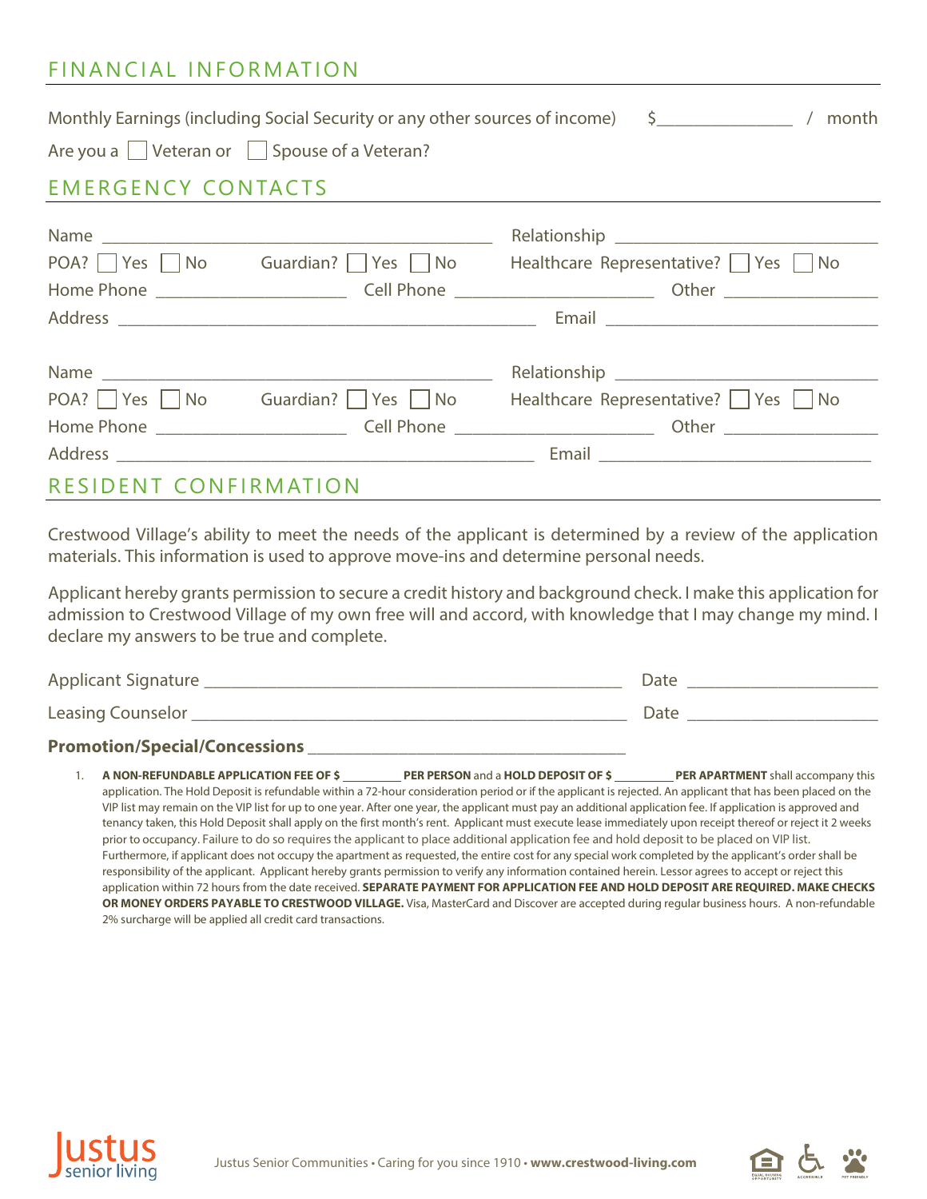## FINANCIAL INFORMATION

Monthly Earnings (including Social Security or any other sources of income) $______________ / month

Are you a ☐ Veteran or ☐ Spouse of a Veteran?

## EMERGENCY CONTACTS

Name ________________________________________ Relationship ___________________________

POA? ☐ Yes ☐ No Guardian? ☐ Yes ☐ No Healthcare Representative? ☐ Yes ☐ No

Home Phone ____________________ Cell Phone _____________________ Other ________________

Address _____________________________________________ Email _____________________________

Name ________________________________________ Relationship ___________________________

POA? ☐ Yes ☐ No Guardian? ☐ Yes ☐ No Healthcare Representative? ☐ Yes ☐ No

Home Phone ____________________ Cell Phone _____________________ Other ________________

Address _____________________________________________ Email _____________________________

## RESIDENT CONFIRMATION

Crestwood Village's ability to meet the needs of the applicant is determined by a review of the application materials. This information is used to approve move-ins and determine personal needs.

Applicant hereby grants permission to secure a credit history and background check. I make this application for admission to Crestwood Village of my own free will and accord, with knowledge that I may change my mind. I declare my answers to be true and complete.

Applicant Signature _____________________________________________ Date ____________________

Leasing Counselor _______________________________________________ Date ____________________

**Promotion/Special/Concessions** ___________________________________

1. **A NON-REFUNDABLE APPLICATION FEE OF $ _________ PER PERSON** and a **HOLD DEPOSIT OF $ _________ PER APARTMENT** shall accompany this application. The Hold Deposit is refundable within a 72-hour consideration period or if the applicant is rejected. An applicant that has been placed on the VIP list may remain on the VIP list for up to one year. After one year, the applicant must pay an additional application fee. If application is approved and tenancy taken, this Hold Deposit shall apply on the first month's rent. Applicant must execute lease immediately upon receipt thereof or reject it 2 weeks prior to occupancy. Failure to do so requires the applicant to place additional application fee and hold deposit to be placed on VIP list. Furthermore, if applicant does not occupy the apartment as requested, the entire cost for any special work completed by the applicant's order shall be responsibility of the applicant. Applicant hereby grants permission to verify any information contained herein. Lessor agrees to accept or reject this application within 72 hours from the date received. **SEPARATE PAYMENT FOR APPLICATION FEE AND HOLD DEPOSIT ARE REQUIRED. MAKE CHECKS OR MONEY ORDERS PAYABLE TO CRESTWOOD VILLAGE.** Visa, MasterCard and Discover are accepted during regular business hours. A non-refundable 2% surcharge will be applied all credit card transactions.

Justus senior living

Justus Senior Communities • Caring for you since 1910 • **www.crestwood-living.com**